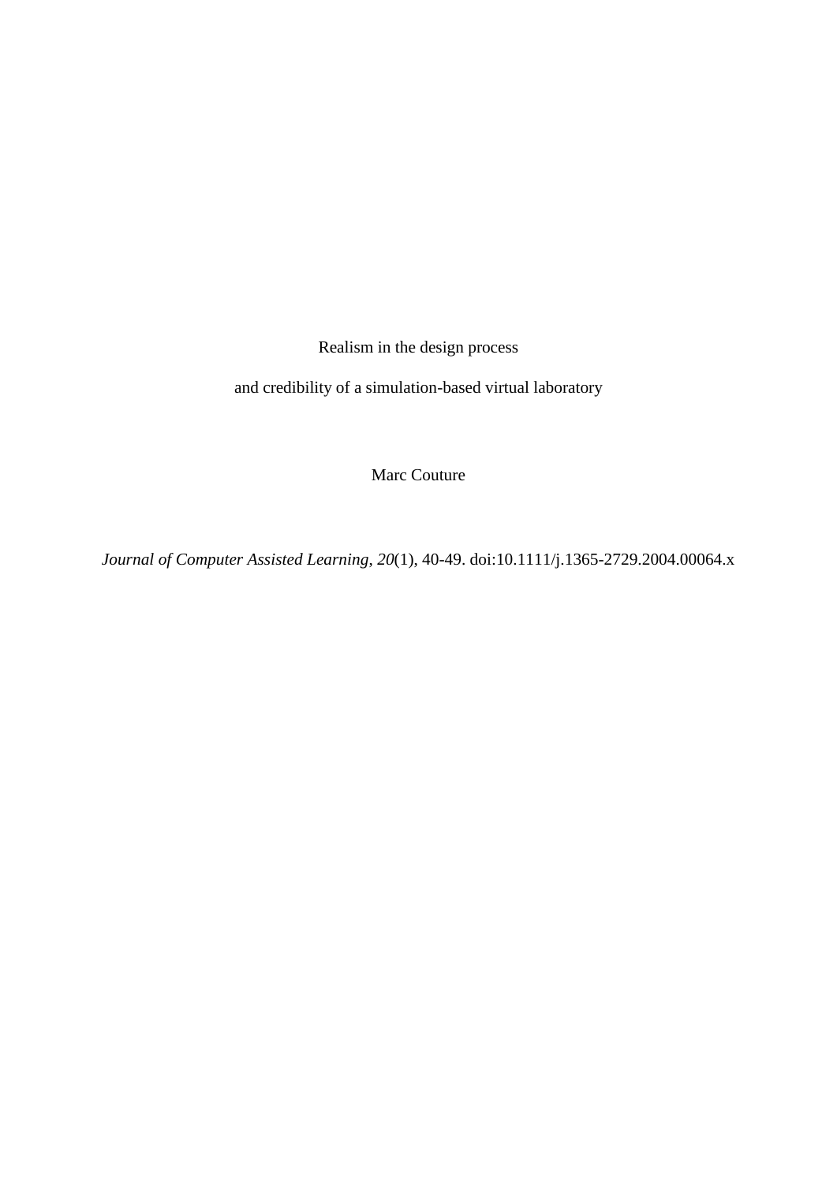# Realism in the design process and credibility of a simulation-based virtual laboratory

Marc Couture

*Journal of Computer Assisted Learning*, *20*(1), 40-49. doi:10.1111/j.1365-2729.2004.00064.x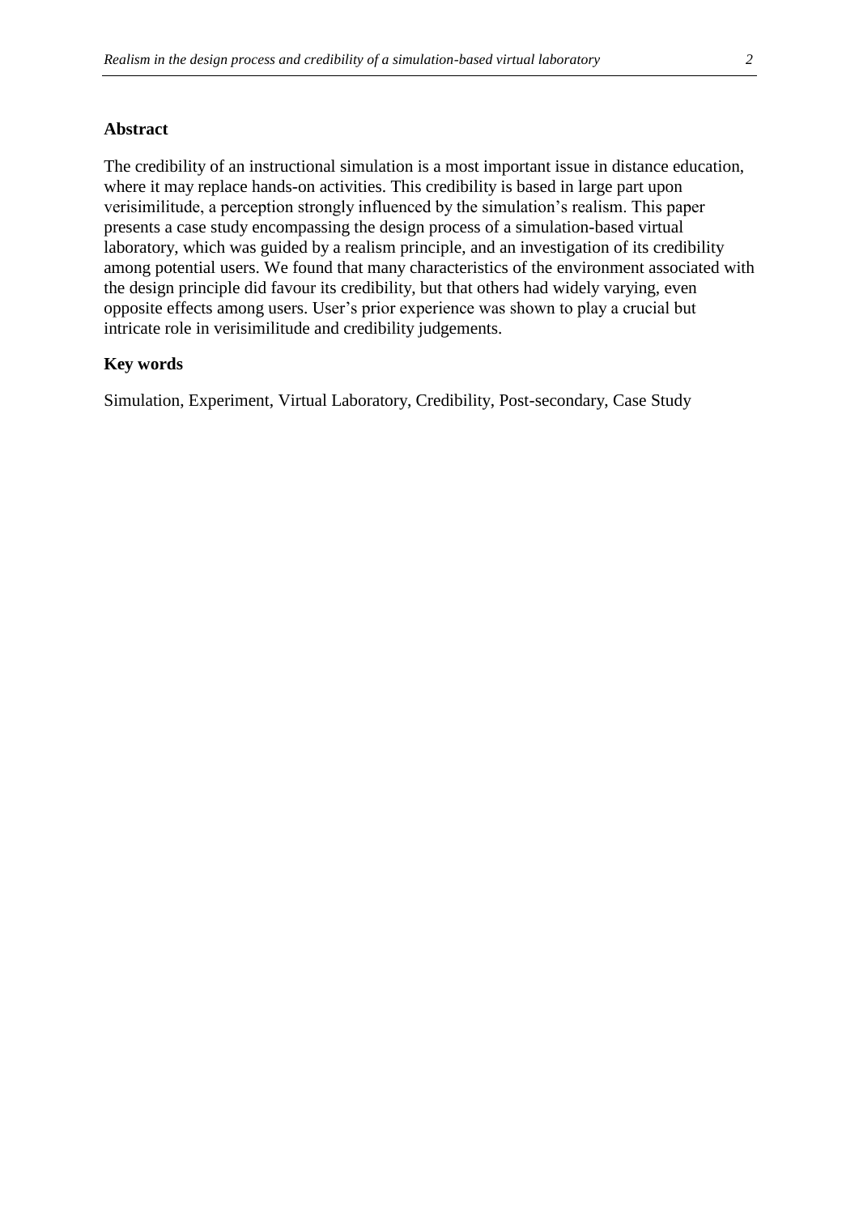## Abstract

The credibility of an instructional simulation is a most important issue in distance education, where it may replace hands-on activities. This credibility is based in large part upon verisimilitude, a perception strongly influenced by the simulation's realism. This paper presents a case study encompassing the design process of a simulation-based virtual laboratory, which was guided by a realism principle, and an investigation of its credibility among potential users. We found that many characteristics of the environment associated with the design principle did favour its credibility, but that others had widely varying, even opposite effects among users. User's prior experience was shown to play a crucial but intricate role in verisimilitude and credibility judgements.

## Key words

Simulation, Experiment, Virtual Laboratory, Credibility, Post-secondary, Case Study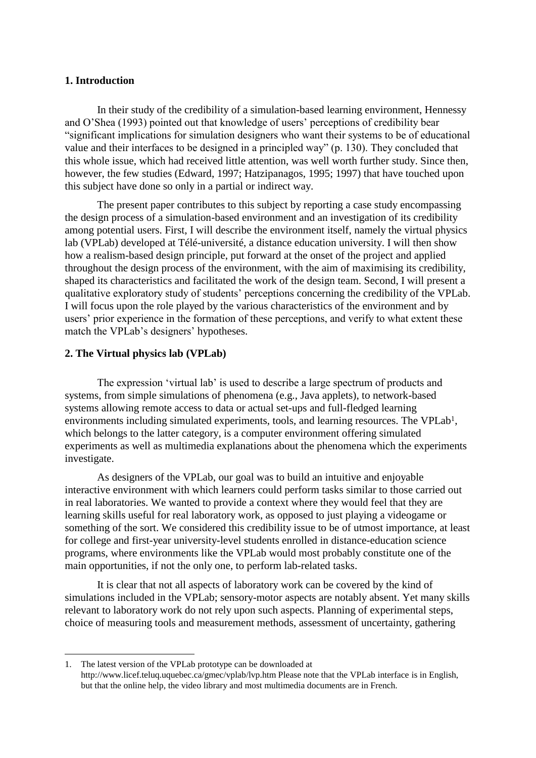## 1. Introduction

In their study of the credibility of a simulation-based learning environment, Hennessy and O'Shea (1993) pointed out that knowledge of users' perceptions of credibility bear "significant implications for simulation designers who want their systems to be of educational value and their interfaces to be designed in a principled way" (p. 130). They concluded that this whole issue, which had received little attention, was well worth further study. Since then, however, the few studies (Edward, 1997; Hatzipanagos, 1995; 1997) that have touched upon this subject have done so only in a partial or indirect way.

The present paper contributes to this subject by reporting a case study encompassing the design process of a simulation-based environment and an investigation of its credibility among potential users. First, I will describe the environment itself, namely the virtual physics lab (VPLab) developed at Télé-université, a distance education university. I will then show how a realism-based design principle, put forward at the onset of the project and applied throughout the design process of the environment, with the aim of maximising its credibility, shaped its characteristics and facilitated the work of the design team. Second, I will present a qualitative exploratory study of students' perceptions concerning the credibility of the VPLab. I will focus upon the role played by the various characteristics of the environment and by users' prior experience in the formation of these perceptions, and verify to what extent these match the VPLab's designers' hypotheses.

## 2. The Virtual physics lab (VPLab)

The expression 'virtual lab' is used to describe a large spectrum of products and systems, from simple simulations of phenomena (e.g., Java applets), to network-based systems allowing remote access to data or actual set-ups and full-fledged learning environments including simulated experiments, tools, and learning resources. The VPLab[1], which belongs to the latter category, is a computer environment offering simulated experiments as well as multimedia explanations about the phenomena which the experiments investigate.

As designers of the VPLab, our goal was to build an intuitive and enjoyable interactive environment with which learners could perform tasks similar to those carried out in real laboratories. We wanted to provide a context where they would feel that they are learning skills useful for real laboratory work, as opposed to just playing a videogame or something of the sort. We considered this credibility issue to be of utmost importance, at least for college and first-year university-level students enrolled in distance-education science programs, where environments like the VPLab would most probably constitute one of the main opportunities, if not the only one, to perform lab-related tasks.

It is clear that not all aspects of laboratory work can be covered by the kind of simulations included in the VPLab; sensory-motor aspects are notably absent. Yet many skills relevant to laboratory work do not rely upon such aspects. Planning of experimental steps, choice of measuring tools and measurement methods, assessment of uncertainty, gathering

---

1. The latest version of the VPLab prototype can be downloaded at http://www.licef.teluq.uquebec.ca/gmec/vplab/lvp.htm Please note that the VPLab interface is in English, but that the online help, the video library and most multimedia documents are in French.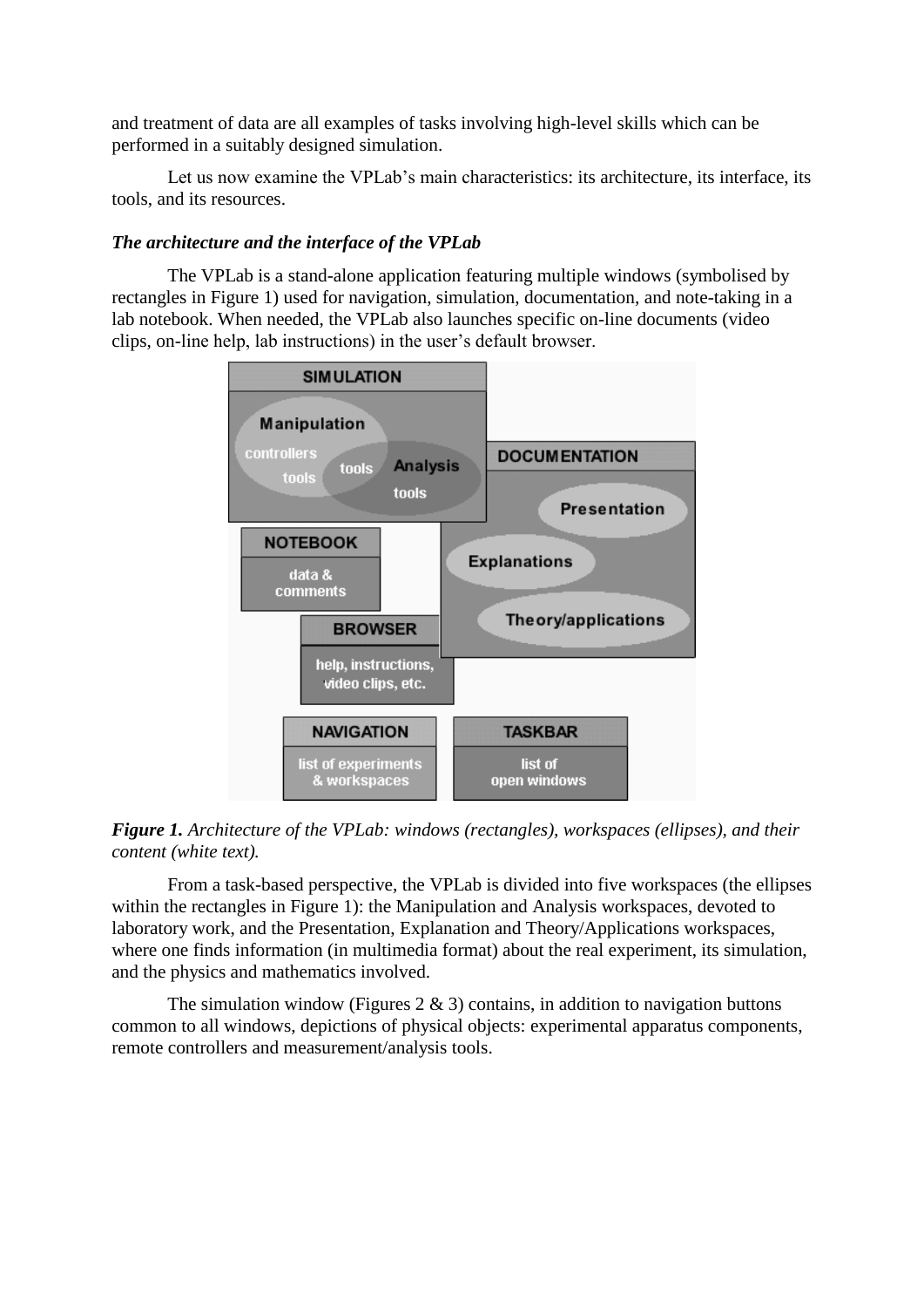and treatment of data are all examples of tasks involving high-level skills which can be performed in a suitably designed simulation.

Let us now examine the VPLab's main characteristics: its architecture, its interface, its tools, and its resources.

### *The architecture and the interface of the VPLab*

The VPLab is a stand-alone application featuring multiple windows (symbolised by rectangles in Figure 1) used for navigation, simulation, documentation, and note-taking in a lab notebook. When needed, the VPLab also launches specific on-line documents (video clips, on-line help, lab instructions) in the user's default browser.

***Figure 1.*** *Architecture of the VPLab: windows (rectangles), workspaces (ellipses), and their content (white text).*

From a task-based perspective, the VPLab is divided into five workspaces (the ellipses within the rectangles in Figure 1): the Manipulation and Analysis workspaces, devoted to laboratory work, and the Presentation, Explanation and Theory/Applications workspaces, where one finds information (in multimedia format) about the real experiment, its simulation, and the physics and mathematics involved.

The simulation window (Figures 2 & 3) contains, in addition to navigation buttons common to all windows, depictions of physical objects: experimental apparatus components, remote controllers and measurement/analysis tools.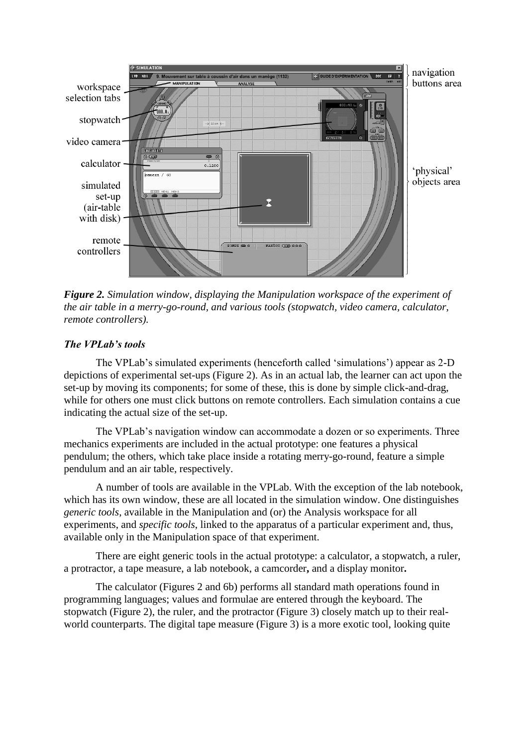*Figure 2. Simulation window, displaying the Manipulation workspace of the experiment of the air table in a merry-go-round, and various tools (stopwatch, video camera, calculator, remote controllers).*

### *The VPLab's tools*

The VPLab's simulated experiments (henceforth called 'simulations') appear as 2-D depictions of experimental set-ups (Figure 2). As in an actual lab, the learner can act upon the set-up by moving its components; for some of these, this is done by simple click-and-drag, while for others one must click buttons on remote controllers. Each simulation contains a cue indicating the actual size of the set-up.

The VPLab's navigation window can accommodate a dozen or so experiments. Three mechanics experiments are included in the actual prototype: one features a physical pendulum; the others, which take place inside a rotating merry-go-round, feature a simple pendulum and an air table, respectively.

A number of tools are available in the VPLab. With the exception of the lab notebook, which has its own window, these are all located in the simulation window. One distinguishes *generic tools*, available in the Manipulation and (or) the Analysis workspace for all experiments, and *specific tools*, linked to the apparatus of a particular experiment and, thus, available only in the Manipulation space of that experiment.

There are eight generic tools in the actual prototype: a calculator, a stopwatch, a ruler, a protractor, a tape measure, a lab notebook, a camcorder**,** and a display monitor**.**

The calculator (Figures 2 and 6b) performs all standard math operations found in programming languages; values and formulae are entered through the keyboard. The stopwatch (Figure 2), the ruler, and the protractor (Figure 3) closely match up to their real-world counterparts. The digital tape measure (Figure 3) is a more exotic tool, looking quite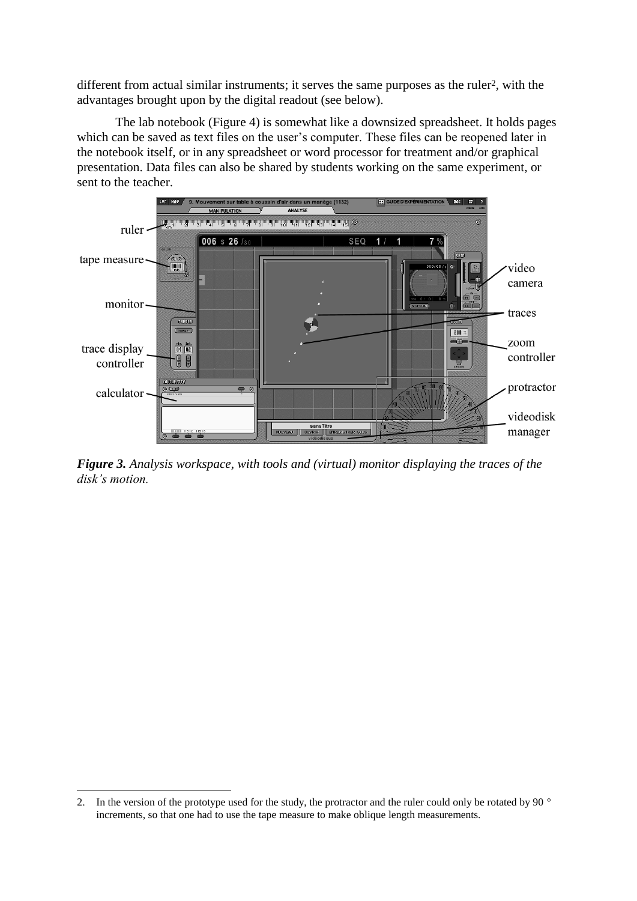different from actual similar instruments; it serves the same purposes as the ruler[2], with the advantages brought upon by the digital readout (see below).

The lab notebook (Figure 4) is somewhat like a downsized spreadsheet. It holds pages which can be saved as text files on the user's computer. These files can be reopened later in the notebook itself, or in any spreadsheet or word processor for treatment and/or graphical presentation. Data files can also be shared by students working on the same experiment, or sent to the teacher.

***Figure 3.*** *Analysis workspace, with tools and (virtual) monitor displaying the traces of the disk's motion.*

2. In the version of the prototype used for the study, the protractor and the ruler could only be rotated by 90 ° increments, so that one had to use the tape measure to make oblique length measurements.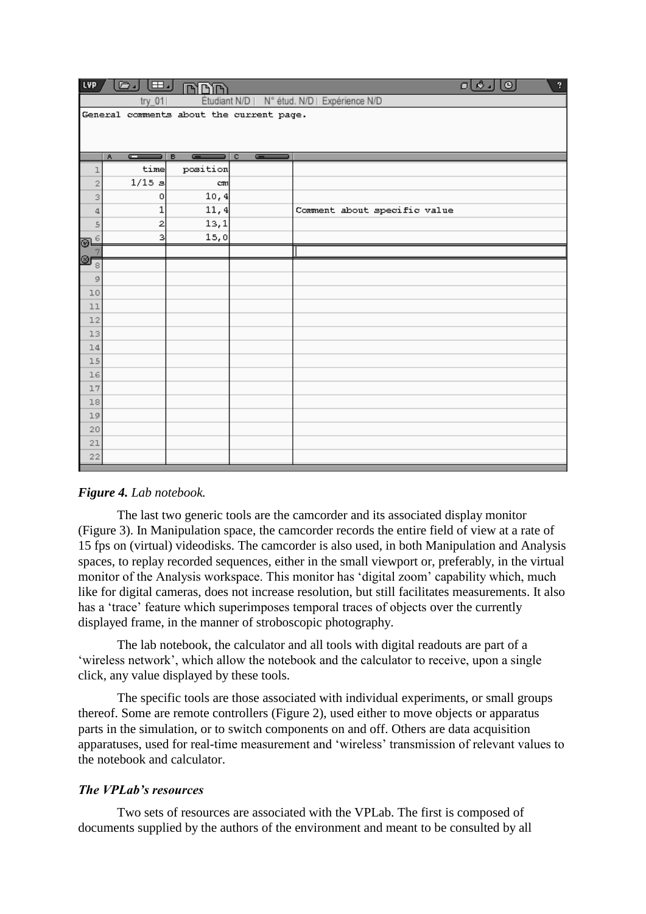| | time | position | | |
|---|---|---|---|---|
| 1 | time | position | | |
| 2 | 1/15 s | cm | | |
| 3 | 0 | 10,4 | | |
| 4 | 1 | 11,4 | | Comment about specific value |
| 5 | 2 | 13,1 | | |
| 6 | 3 | 15,0 | | |

*Figure 4. Lab notebook.*

The last two generic tools are the camcorder and its associated display monitor (Figure 3). In Manipulation space, the camcorder records the entire field of view at a rate of 15 fps on (virtual) videodisks. The camcorder is also used, in both Manipulation and Analysis spaces, to replay recorded sequences, either in the small viewport or, preferably, in the virtual monitor of the Analysis workspace. This monitor has 'digital zoom' capability which, much like for digital cameras, does not increase resolution, but still facilitates measurements. It also has a 'trace' feature which superimposes temporal traces of objects over the currently displayed frame, in the manner of stroboscopic photography.

The lab notebook, the calculator and all tools with digital readouts are part of a 'wireless network', which allow the notebook and the calculator to receive, upon a single click, any value displayed by these tools.

The specific tools are those associated with individual experiments, or small groups thereof. Some are remote controllers (Figure 2), used either to move objects or apparatus parts in the simulation, or to switch components on and off. Others are data acquisition apparatuses, used for real-time measurement and 'wireless' transmission of relevant values to the notebook and calculator.

### *The VPLab's resources*

Two sets of resources are associated with the VPLab. The first is composed of documents supplied by the authors of the environment and meant to be consulted by all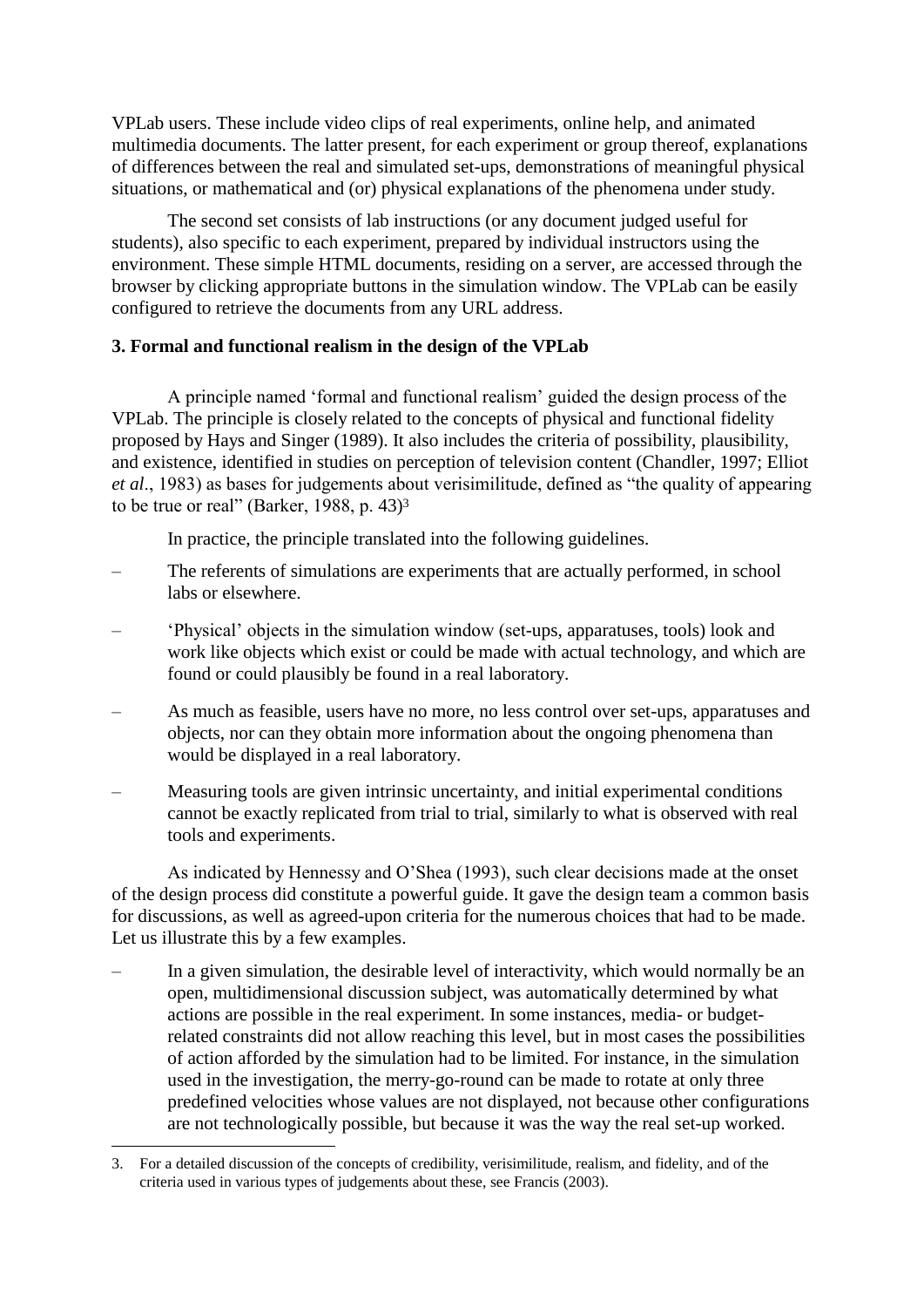VPLab users. These include video clips of real experiments, online help, and animated multimedia documents. The latter present, for each experiment or group thereof, explanations of differences between the real and simulated set-ups, demonstrations of meaningful physical situations, or mathematical and (or) physical explanations of the phenomena under study.

The second set consists of lab instructions (or any document judged useful for students), also specific to each experiment, prepared by individual instructors using the environment. These simple HTML documents, residing on a server, are accessed through the browser by clicking appropriate buttons in the simulation window. The VPLab can be easily configured to retrieve the documents from any URL address.

### 3. Formal and functional realism in the design of the VPLab

A principle named 'formal and functional realism' guided the design process of the VPLab. The principle is closely related to the concepts of physical and functional fidelity proposed by Hays and Singer (1989). It also includes the criteria of possibility, plausibility, and existence, identified in studies on perception of television content (Chandler, 1997; Elliot *et al*., 1983) as bases for judgements about verisimilitude, defined as "the quality of appearing to be true or real" (Barker, 1988, p. 43)[3]

In practice, the principle translated into the following guidelines.

– The referents of simulations are experiments that are actually performed, in school labs or elsewhere.

– 'Physical' objects in the simulation window (set-ups, apparatuses, tools) look and work like objects which exist or could be made with actual technology, and which are found or could plausibly be found in a real laboratory.

– As much as feasible, users have no more, no less control over set-ups, apparatuses and objects, nor can they obtain more information about the ongoing phenomena than would be displayed in a real laboratory.

– Measuring tools are given intrinsic uncertainty, and initial experimental conditions cannot be exactly replicated from trial to trial, similarly to what is observed with real tools and experiments.

As indicated by Hennessy and O'Shea (1993), such clear decisions made at the onset of the design process did constitute a powerful guide. It gave the design team a common basis for discussions, as well as agreed-upon criteria for the numerous choices that had to be made. Let us illustrate this by a few examples.

– In a given simulation, the desirable level of interactivity, which would normally be an open, multidimensional discussion subject, was automatically determined by what actions are possible in the real experiment. In some instances, media- or budget-related constraints did not allow reaching this level, but in most cases the possibilities of action afforded by the simulation had to be limited. For instance, in the simulation used in the investigation, the merry-go-round can be made to rotate at only three predefined velocities whose values are not displayed, not because other configurations are not technologically possible, but because it was the way the real set-up worked.

3. For a detailed discussion of the concepts of credibility, verisimilitude, realism, and fidelity, and of the criteria used in various types of judgements about these, see Francis (2003).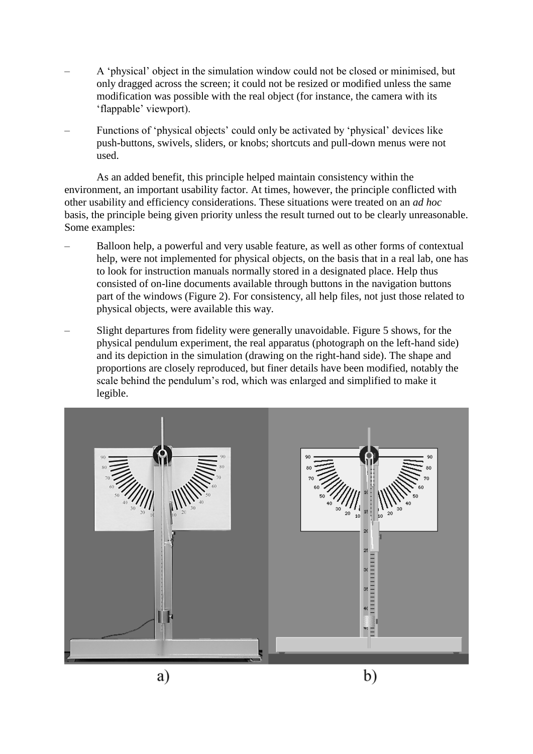- A 'physical' object in the simulation window could not be closed or minimised, but only dragged across the screen; it could not be resized or modified unless the same modification was possible with the real object (for instance, the camera with its 'flappable' viewport).
- Functions of 'physical objects' could only be activated by 'physical' devices like push-buttons, swivels, sliders, or knobs; shortcuts and pull-down menus were not used.

As an added benefit, this principle helped maintain consistency within the environment, an important usability factor. At times, however, the principle conflicted with other usability and efficiency considerations. These situations were treated on an *ad hoc* basis, the principle being given priority unless the result turned out to be clearly unreasonable. Some examples:

- Balloon help, a powerful and very usable feature, as well as other forms of contextual help, were not implemented for physical objects, on the basis that in a real lab, one has to look for instruction manuals normally stored in a designated place. Help thus consisted of on-line documents available through buttons in the navigation buttons part of the windows (Figure 2). For consistency, all help files, not just those related to physical objects, were available this way.
- Slight departures from fidelity were generally unavoidable. Figure 5 shows, for the physical pendulum experiment, the real apparatus (photograph on the left-hand side) and its depiction in the simulation (drawing on the right-hand side). The shape and proportions are closely reproduced, but finer details have been modified, notably the scale behind the pendulum's rod, which was enlarged and simplified to make it legible.

a) b)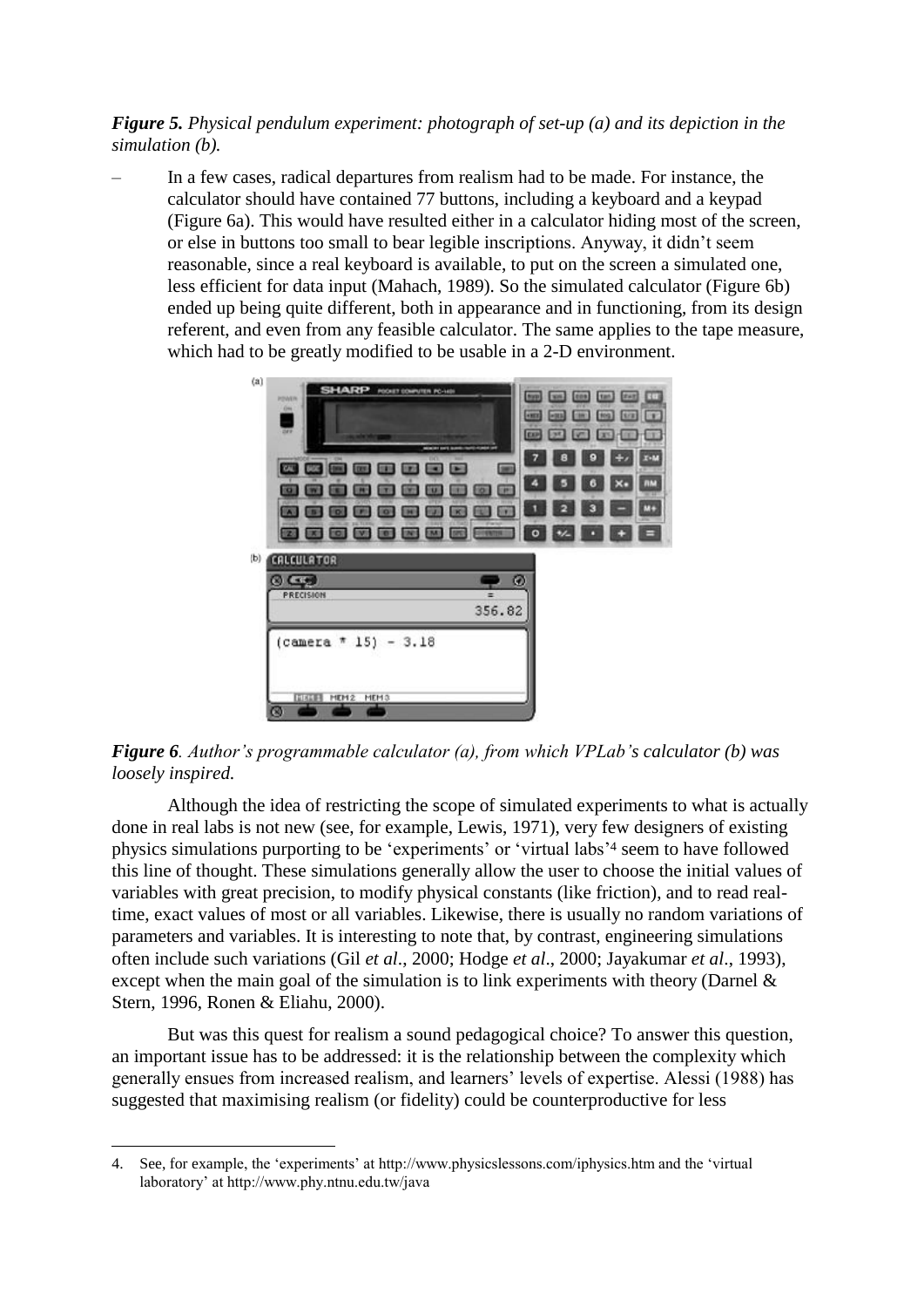***Figure 5.*** *Physical pendulum experiment: photograph of set-up (a) and its depiction in the simulation (b).*

– In a few cases, radical departures from realism had to be made. For instance, the calculator should have contained 77 buttons, including a keyboard and a keypad (Figure 6a). This would have resulted either in a calculator hiding most of the screen, or else in buttons too small to bear legible inscriptions. Anyway, it didn't seem reasonable, since a real keyboard is available, to put on the screen a simulated one, less efficient for data input (Mahach, 1989). So the simulated calculator (Figure 6b) ended up being quite different, both in appearance and in functioning, from its design referent, and even from any feasible calculator. The same applies to the tape measure, which had to be greatly modified to be usable in a 2-D environment.

***Figure 6****. Author's programmable calculator (a), from which VPLab's calculator (b) was loosely inspired.*

Although the idea of restricting the scope of simulated experiments to what is actually done in real labs is not new (see, for example, Lewis, 1971), very few designers of existing physics simulations purporting to be 'experiments' or 'virtual labs'[4] seem to have followed this line of thought. These simulations generally allow the user to choose the initial values of variables with great precision, to modify physical constants (like friction), and to read real-time, exact values of most or all variables. Likewise, there is usually no random variations of parameters and variables. It is interesting to note that, by contrast, engineering simulations often include such variations (Gil *et al*., 2000; Hodge *et al*., 2000; Jayakumar *et al*., 1993), except when the main goal of the simulation is to link experiments with theory (Darnel & Stern, 1996, Ronen & Eliahu, 2000).

But was this quest for realism a sound pedagogical choice? To answer this question, an important issue has to be addressed: it is the relationship between the complexity which generally ensues from increased realism, and learners' levels of expertise. Alessi (1988) has suggested that maximising realism (or fidelity) could be counterproductive for less

4. See, for example, the 'experiments' at http://www.physicslessons.com/iphysics.htm and the 'virtual laboratory' at http://www.phy.ntnu.edu.tw/java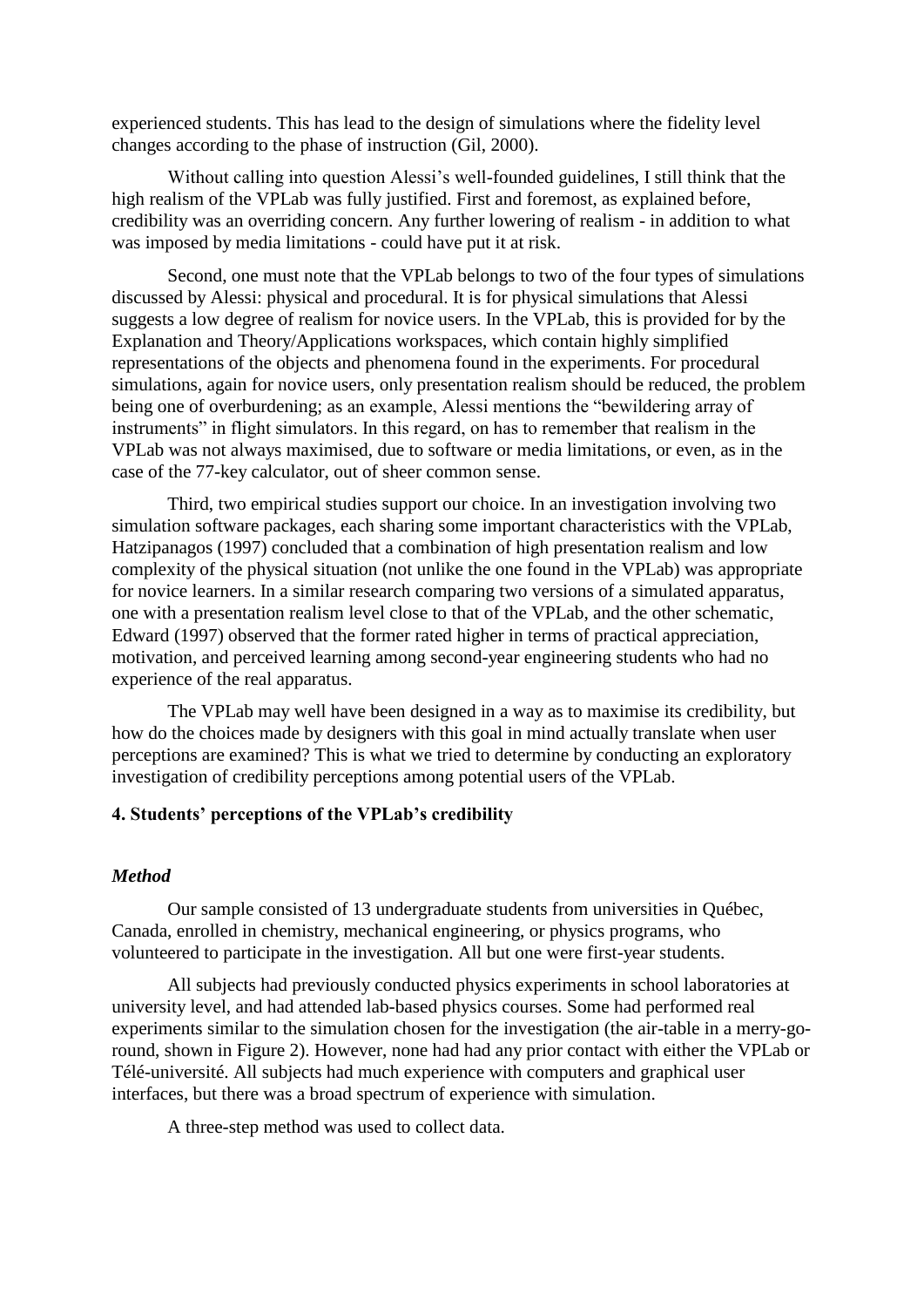experienced students. This has lead to the design of simulations where the fidelity level changes according to the phase of instruction (Gil, 2000).

Without calling into question Alessi's well-founded guidelines, I still think that the high realism of the VPLab was fully justified. First and foremost, as explained before, credibility was an overriding concern. Any further lowering of realism - in addition to what was imposed by media limitations - could have put it at risk.

Second, one must note that the VPLab belongs to two of the four types of simulations discussed by Alessi: physical and procedural. It is for physical simulations that Alessi suggests a low degree of realism for novice users. In the VPLab, this is provided for by the Explanation and Theory/Applications workspaces, which contain highly simplified representations of the objects and phenomena found in the experiments. For procedural simulations, again for novice users, only presentation realism should be reduced, the problem being one of overburdening; as an example, Alessi mentions the "bewildering array of instruments" in flight simulators. In this regard, on has to remember that realism in the VPLab was not always maximised, due to software or media limitations, or even, as in the case of the 77-key calculator, out of sheer common sense.

Third, two empirical studies support our choice. In an investigation involving two simulation software packages, each sharing some important characteristics with the VPLab, Hatzipanagos (1997) concluded that a combination of high presentation realism and low complexity of the physical situation (not unlike the one found in the VPLab) was appropriate for novice learners. In a similar research comparing two versions of a simulated apparatus, one with a presentation realism level close to that of the VPLab, and the other schematic, Edward (1997) observed that the former rated higher in terms of practical appreciation, motivation, and perceived learning among second-year engineering students who had no experience of the real apparatus.

The VPLab may well have been designed in a way as to maximise its credibility, but how do the choices made by designers with this goal in mind actually translate when user perceptions are examined? This is what we tried to determine by conducting an exploratory investigation of credibility perceptions among potential users of the VPLab.

## 4. Students' perceptions of the VPLab's credibility

### *Method*

Our sample consisted of 13 undergraduate students from universities in Québec, Canada, enrolled in chemistry, mechanical engineering, or physics programs, who volunteered to participate in the investigation. All but one were first-year students.

All subjects had previously conducted physics experiments in school laboratories at university level, and had attended lab-based physics courses. Some had performed real experiments similar to the simulation chosen for the investigation (the air-table in a merry-go-round, shown in Figure 2). However, none had had any prior contact with either the VPLab or Télé-université. All subjects had much experience with computers and graphical user interfaces, but there was a broad spectrum of experience with simulation.

A three-step method was used to collect data.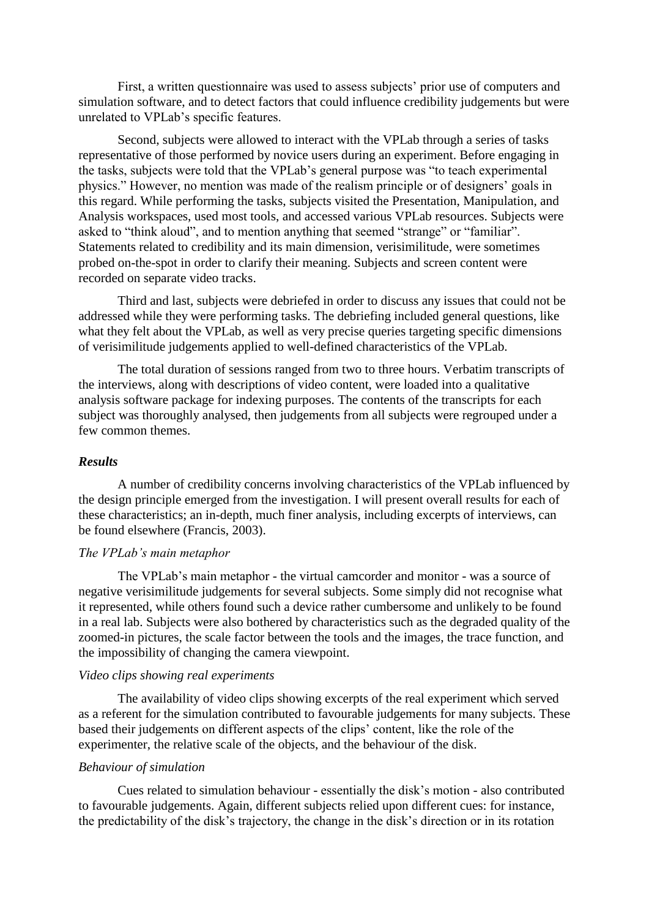First, a written questionnaire was used to assess subjects' prior use of computers and simulation software, and to detect factors that could influence credibility judgements but were unrelated to VPLab's specific features.

Second, subjects were allowed to interact with the VPLab through a series of tasks representative of those performed by novice users during an experiment. Before engaging in the tasks, subjects were told that the VPLab's general purpose was "to teach experimental physics." However, no mention was made of the realism principle or of designers' goals in this regard. While performing the tasks, subjects visited the Presentation, Manipulation, and Analysis workspaces, used most tools, and accessed various VPLab resources. Subjects were asked to "think aloud", and to mention anything that seemed "strange" or "familiar". Statements related to credibility and its main dimension, verisimilitude, were sometimes probed on-the-spot in order to clarify their meaning. Subjects and screen content were recorded on separate video tracks.

Third and last, subjects were debriefed in order to discuss any issues that could not be addressed while they were performing tasks. The debriefing included general questions, like what they felt about the VPLab, as well as very precise queries targeting specific dimensions of verisimilitude judgements applied to well-defined characteristics of the VPLab.

The total duration of sessions ranged from two to three hours. Verbatim transcripts of the interviews, along with descriptions of video content, were loaded into a qualitative analysis software package for indexing purposes. The contents of the transcripts for each subject was thoroughly analysed, then judgements from all subjects were regrouped under a few common themes.

### *Results*

A number of credibility concerns involving characteristics of the VPLab influenced by the design principle emerged from the investigation. I will present overall results for each of these characteristics; an in-depth, much finer analysis, including excerpts of interviews, can be found elsewhere (Francis, 2003).

#### *The VPLab's main metaphor*

The VPLab's main metaphor - the virtual camcorder and monitor - was a source of negative verisimilitude judgements for several subjects. Some simply did not recognise what it represented, while others found such a device rather cumbersome and unlikely to be found in a real lab. Subjects were also bothered by characteristics such as the degraded quality of the zoomed-in pictures, the scale factor between the tools and the images, the trace function, and the impossibility of changing the camera viewpoint.

#### *Video clips showing real experiments*

The availability of video clips showing excerpts of the real experiment which served as a referent for the simulation contributed to favourable judgements for many subjects. These based their judgements on different aspects of the clips' content, like the role of the experimenter, the relative scale of the objects, and the behaviour of the disk.

#### *Behaviour of simulation*

Cues related to simulation behaviour - essentially the disk's motion - also contributed to favourable judgements. Again, different subjects relied upon different cues: for instance, the predictability of the disk's trajectory, the change in the disk's direction or in its rotation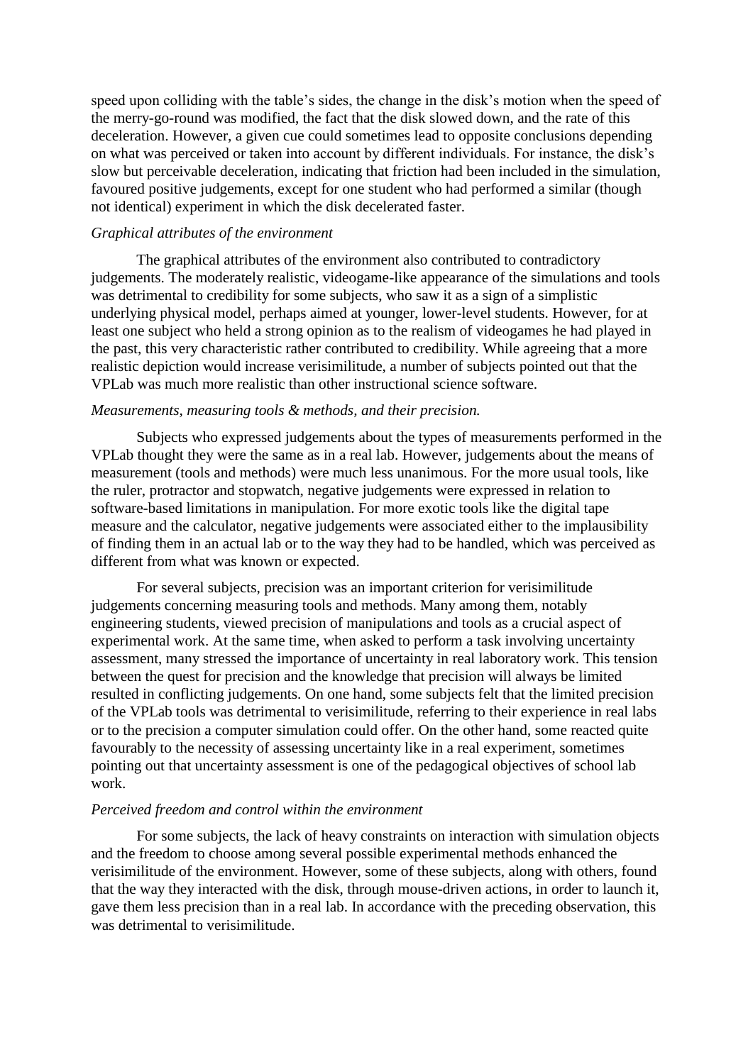speed upon colliding with the table's sides, the change in the disk's motion when the speed of the merry-go-round was modified, the fact that the disk slowed down, and the rate of this deceleration. However, a given cue could sometimes lead to opposite conclusions depending on what was perceived or taken into account by different individuals. For instance, the disk's slow but perceivable deceleration, indicating that friction had been included in the simulation, favoured positive judgements, except for one student who had performed a similar (though not identical) experiment in which the disk decelerated faster.

*Graphical attributes of the environment*

The graphical attributes of the environment also contributed to contradictory judgements. The moderately realistic, videogame-like appearance of the simulations and tools was detrimental to credibility for some subjects, who saw it as a sign of a simplistic underlying physical model, perhaps aimed at younger, lower-level students. However, for at least one subject who held a strong opinion as to the realism of videogames he had played in the past, this very characteristic rather contributed to credibility. While agreeing that a more realistic depiction would increase verisimilitude, a number of subjects pointed out that the VPLab was much more realistic than other instructional science software.

*Measurements, measuring tools & methods, and their precision.*

Subjects who expressed judgements about the types of measurements performed in the VPLab thought they were the same as in a real lab. However, judgements about the means of measurement (tools and methods) were much less unanimous. For the more usual tools, like the ruler, protractor and stopwatch, negative judgements were expressed in relation to software-based limitations in manipulation. For more exotic tools like the digital tape measure and the calculator, negative judgements were associated either to the implausibility of finding them in an actual lab or to the way they had to be handled, which was perceived as different from what was known or expected.

For several subjects, precision was an important criterion for verisimilitude judgements concerning measuring tools and methods. Many among them, notably engineering students, viewed precision of manipulations and tools as a crucial aspect of experimental work. At the same time, when asked to perform a task involving uncertainty assessment, many stressed the importance of uncertainty in real laboratory work. This tension between the quest for precision and the knowledge that precision will always be limited resulted in conflicting judgements. On one hand, some subjects felt that the limited precision of the VPLab tools was detrimental to verisimilitude, referring to their experience in real labs or to the precision a computer simulation could offer. On the other hand, some reacted quite favourably to the necessity of assessing uncertainty like in a real experiment, sometimes pointing out that uncertainty assessment is one of the pedagogical objectives of school lab work.

*Perceived freedom and control within the environment*

For some subjects, the lack of heavy constraints on interaction with simulation objects and the freedom to choose among several possible experimental methods enhanced the verisimilitude of the environment. However, some of these subjects, along with others, found that the way they interacted with the disk, through mouse-driven actions, in order to launch it, gave them less precision than in a real lab. In accordance with the preceding observation, this was detrimental to verisimilitude.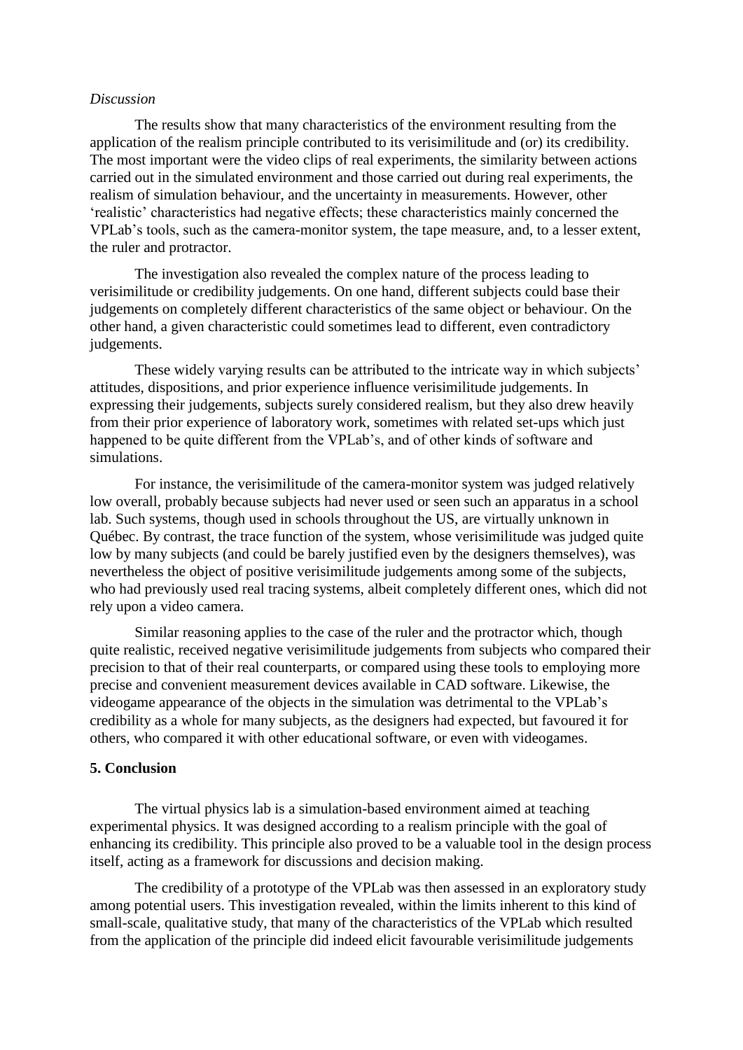*Discussion*

The results show that many characteristics of the environment resulting from the application of the realism principle contributed to its verisimilitude and (or) its credibility. The most important were the video clips of real experiments, the similarity between actions carried out in the simulated environment and those carried out during real experiments, the realism of simulation behaviour, and the uncertainty in measurements. However, other 'realistic' characteristics had negative effects; these characteristics mainly concerned the VPLab's tools, such as the camera-monitor system, the tape measure, and, to a lesser extent, the ruler and protractor.

The investigation also revealed the complex nature of the process leading to verisimilitude or credibility judgements. On one hand, different subjects could base their judgements on completely different characteristics of the same object or behaviour. On the other hand, a given characteristic could sometimes lead to different, even contradictory judgements.

These widely varying results can be attributed to the intricate way in which subjects' attitudes, dispositions, and prior experience influence verisimilitude judgements. In expressing their judgements, subjects surely considered realism, but they also drew heavily from their prior experience of laboratory work, sometimes with related set-ups which just happened to be quite different from the VPLab's, and of other kinds of software and simulations.

For instance, the verisimilitude of the camera-monitor system was judged relatively low overall, probably because subjects had never used or seen such an apparatus in a school lab. Such systems, though used in schools throughout the US, are virtually unknown in Québec. By contrast, the trace function of the system, whose verisimilitude was judged quite low by many subjects (and could be barely justified even by the designers themselves), was nevertheless the object of positive verisimilitude judgements among some of the subjects, who had previously used real tracing systems, albeit completely different ones, which did not rely upon a video camera.

Similar reasoning applies to the case of the ruler and the protractor which, though quite realistic, received negative verisimilitude judgements from subjects who compared their precision to that of their real counterparts, or compared using these tools to employing more precise and convenient measurement devices available in CAD software. Likewise, the videogame appearance of the objects in the simulation was detrimental to the VPLab's credibility as a whole for many subjects, as the designers had expected, but favoured it for others, who compared it with other educational software, or even with videogames.

## 5. Conclusion

The virtual physics lab is a simulation-based environment aimed at teaching experimental physics. It was designed according to a realism principle with the goal of enhancing its credibility. This principle also proved to be a valuable tool in the design process itself, acting as a framework for discussions and decision making.

The credibility of a prototype of the VPLab was then assessed in an exploratory study among potential users. This investigation revealed, within the limits inherent to this kind of small-scale, qualitative study, that many of the characteristics of the VPLab which resulted from the application of the principle did indeed elicit favourable verisimilitude judgements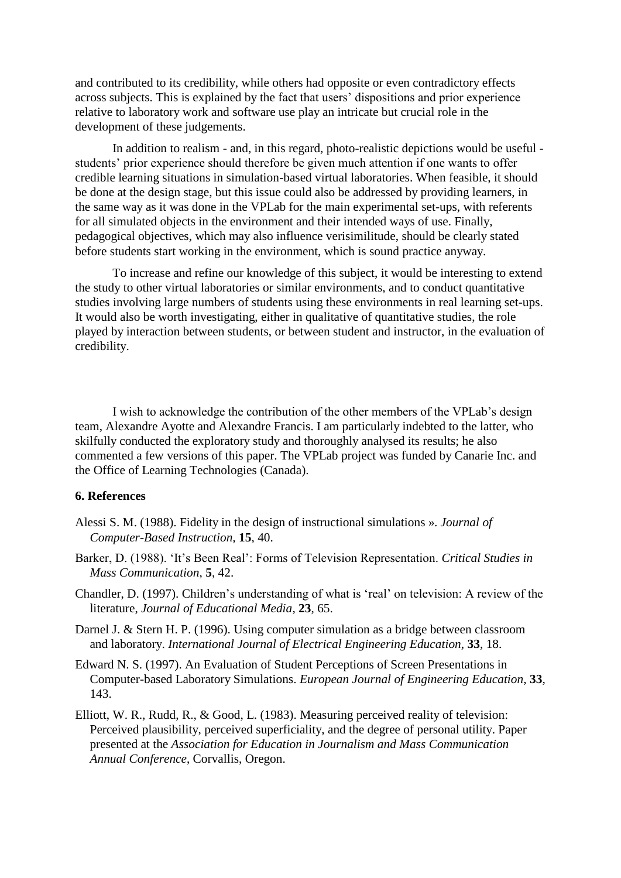and contributed to its credibility, while others had opposite or even contradictory effects across subjects. This is explained by the fact that users' dispositions and prior experience relative to laboratory work and software use play an intricate but crucial role in the development of these judgements.

In addition to realism - and, in this regard, photo-realistic depictions would be useful - students' prior experience should therefore be given much attention if one wants to offer credible learning situations in simulation-based virtual laboratories. When feasible, it should be done at the design stage, but this issue could also be addressed by providing learners, in the same way as it was done in the VPLab for the main experimental set-ups, with referents for all simulated objects in the environment and their intended ways of use. Finally, pedagogical objectives, which may also influence verisimilitude, should be clearly stated before students start working in the environment, which is sound practice anyway.

To increase and refine our knowledge of this subject, it would be interesting to extend the study to other virtual laboratories or similar environments, and to conduct quantitative studies involving large numbers of students using these environments in real learning set-ups. It would also be worth investigating, either in qualitative of quantitative studies, the role played by interaction between students, or between student and instructor, in the evaluation of credibility.

I wish to acknowledge the contribution of the other members of the VPLab's design team, Alexandre Ayotte and Alexandre Francis. I am particularly indebted to the latter, who skilfully conducted the exploratory study and thoroughly analysed its results; he also commented a few versions of this paper. The VPLab project was funded by Canarie Inc. and the Office of Learning Technologies (Canada).

## 6. References

Alessi S. M. (1988). Fidelity in the design of instructional simulations ». *Journal of Computer-Based Instruction*, **15**, 40.

Barker, D. (1988). 'It's Been Real': Forms of Television Representation. *Critical Studies in Mass Communication*, **5**, 42.

Chandler, D. (1997). Children's understanding of what is 'real' on television: A review of the literature, *Journal of Educational Media*, **23**, 65.

Darnel J. & Stern H. P. (1996). Using computer simulation as a bridge between classroom and laboratory. *International Journal of Electrical Engineering Education*, **33**, 18.

Edward N. S. (1997). An Evaluation of Student Perceptions of Screen Presentations in Computer-based Laboratory Simulations. *European Journal of Engineering Education*, **33**, 143.

Elliott, W. R., Rudd, R., & Good, L. (1983). Measuring perceived reality of television: Perceived plausibility, perceived superficiality, and the degree of personal utility. Paper presented at the *Association for Education in Journalism and Mass Communication Annual Conference*, Corvallis, Oregon.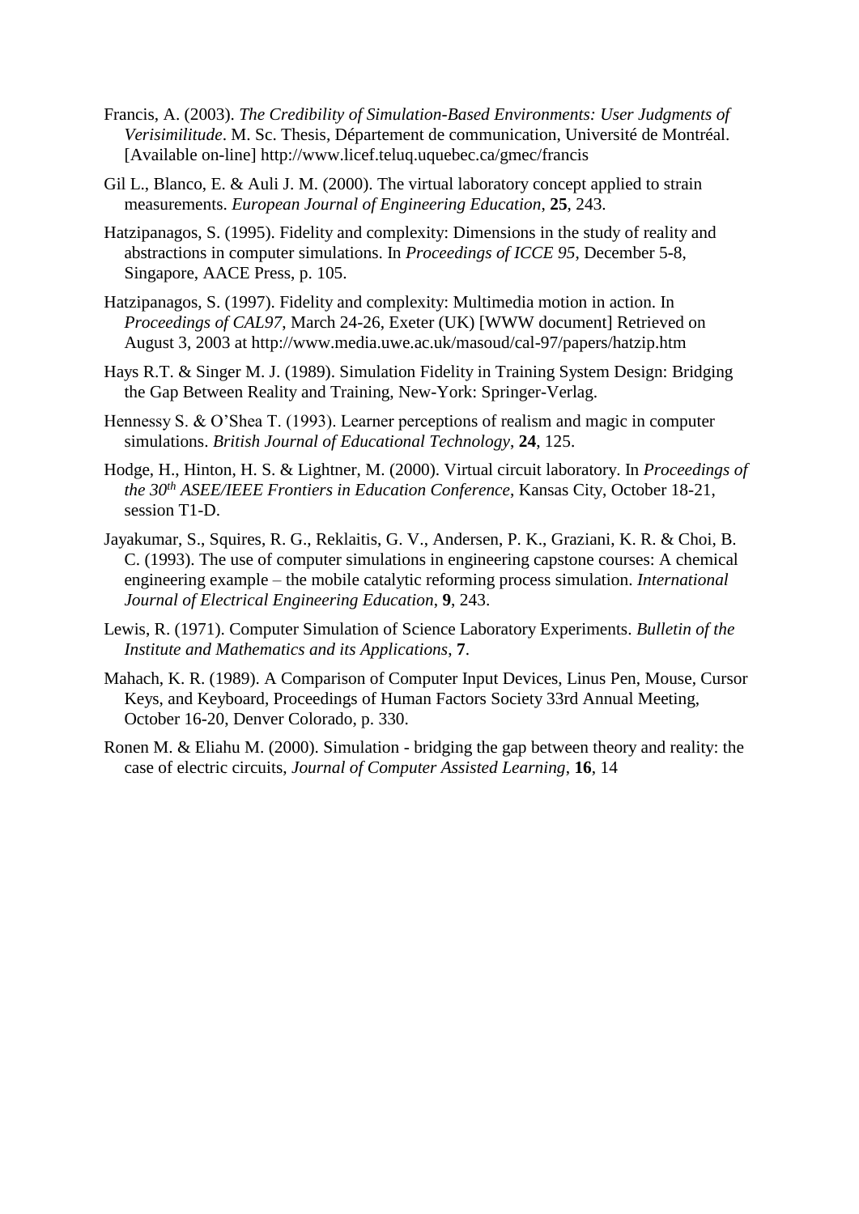Francis, A. (2003). *The Credibility of Simulation-Based Environments: User Judgments of Verisimilitude*. M. Sc. Thesis, Département de communication, Université de Montréal. [Available on-line] http://www.licef.teluq.uquebec.ca/gmec/francis

Gil L., Blanco, E. & Auli J. M. (2000). The virtual laboratory concept applied to strain measurements. *European Journal of Engineering Education*, **25**, 243.

Hatzipanagos, S. (1995). Fidelity and complexity: Dimensions in the study of reality and abstractions in computer simulations. In *Proceedings of ICCE 95*, December 5-8, Singapore, AACE Press, p. 105.

Hatzipanagos, S. (1997). Fidelity and complexity: Multimedia motion in action. In *Proceedings of CAL97*, March 24-26, Exeter (UK) [WWW document] Retrieved on August 3, 2003 at http://www.media.uwe.ac.uk/masoud/cal-97/papers/hatzip.htm

Hays R.T. & Singer M. J. (1989). Simulation Fidelity in Training System Design: Bridging the Gap Between Reality and Training, New-York: Springer-Verlag.

Hennessy S. & O'Shea T. (1993). Learner perceptions of realism and magic in computer simulations. *British Journal of Educational Technology*, **24**, 125.

Hodge, H., Hinton, H. S. & Lightner, M. (2000). Virtual circuit laboratory. In *Proceedings of the 30th ASEE/IEEE Frontiers in Education Conference*, Kansas City, October 18-21, session T1-D.

Jayakumar, S., Squires, R. G., Reklaitis, G. V., Andersen, P. K., Graziani, K. R. & Choi, B. C. (1993). The use of computer simulations in engineering capstone courses: A chemical engineering example – the mobile catalytic reforming process simulation. *International Journal of Electrical Engineering Education*, **9**, 243.

Lewis, R. (1971). Computer Simulation of Science Laboratory Experiments. *Bulletin of the Institute and Mathematics and its Applications*, **7**.

Mahach, K. R. (1989). A Comparison of Computer Input Devices, Linus Pen, Mouse, Cursor Keys, and Keyboard, Proceedings of Human Factors Society 33rd Annual Meeting, October 16-20, Denver Colorado, p. 330.

Ronen M. & Eliahu M. (2000). Simulation - bridging the gap between theory and reality: the case of electric circuits, *Journal of Computer Assisted Learning*, **16**, 14